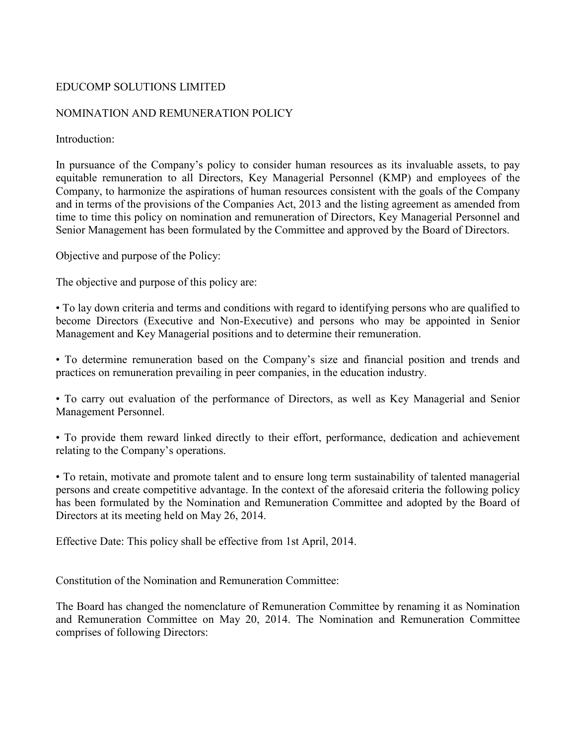# EDUCOMP SOLUTIONS LIMITED

## NOMINATION AND REMUNERATION POLICY

Introduction:

In pursuance of the Company's policy to consider human resources as its invaluable assets, to pay equitable remuneration to all Directors, Key Managerial Personnel (KMP) and employees of the Company, to harmonize the aspirations of human resources consistent with the goals of the Company and in terms of the provisions of the Companies Act, 2013 and the listing agreement as amended from time to time this policy on nomination and remuneration of Directors, Key Managerial Personnel and Senior Management has been formulated by the Committee and approved by the Board of Directors.

Objective and purpose of the Policy:

The objective and purpose of this policy are:

- To lay down criteria and terms and conditions with regard to identifying persons who are qualified to become Directors (Executive and Non-Executive) and persons who may be appointed in Senior Management and Key Managerial positions and to determine their remuneration.

- To determine remuneration based on the Company's size and financial position and trends and practices on remuneration prevailing in peer companies, in the education industry.

- To carry out evaluation of the performance of Directors, as well as Key Managerial and Senior Management Personnel.

- To provide them reward linked directly to their effort, performance, dedication and achievement relating to the Company's operations.

- To retain, motivate and promote talent and to ensure long term sustainability of talented managerial persons and create competitive advantage. In the context of the aforesaid criteria the following policy has been formulated by the Nomination and Remuneration Committee and adopted by the Board of Directors at its meeting held on May 26, 2014.

Effective Date: This policy shall be effective from 1st April, 2014.

Constitution of the Nomination and Remuneration Committee:

The Board has changed the nomenclature of Remuneration Committee by renaming it as Nomination and Remuneration Committee on May 20, 2014. The Nomination and Remuneration Committee comprises of following Directors: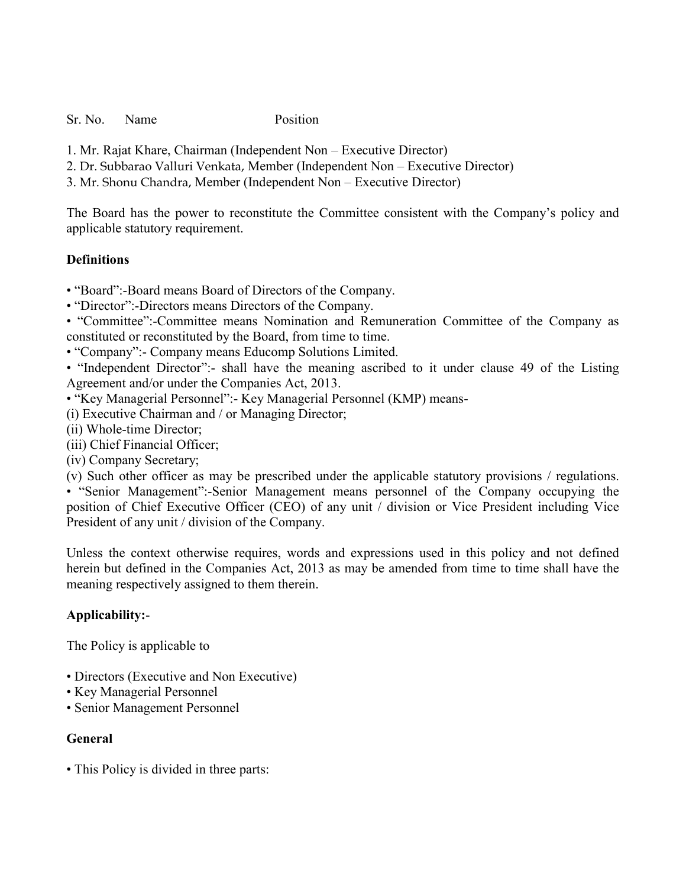Sr. No.    Name    Position

1. Mr. Rajat Khare, Chairman (Independent Non – Executive Director)
2. Dr. Subbarao Valluri Venkata, Member (Independent Non – Executive Director)
3. Mr. Shonu Chandra, Member (Independent Non – Executive Director)

The Board has the power to reconstitute the Committee consistent with the Company's policy and applicable statutory requirement.

**Definitions**

• "Board":-Board means Board of Directors of the Company.
• "Director":-Directors means Directors of the Company.
• "Committee":-Committee means Nomination and Remuneration Committee of the Company as constituted or reconstituted by the Board, from time to time.
• "Company":- Company means Educomp Solutions Limited.
• "Independent Director":- shall have the meaning ascribed to it under clause 49 of the Listing Agreement and/or under the Companies Act, 2013.
• "Key Managerial Personnel":- Key Managerial Personnel (KMP) means-
(i) Executive Chairman and / or Managing Director;
(ii) Whole-time Director;
(iii) Chief Financial Officer;
(iv) Company Secretary;
(v) Such other officer as may be prescribed under the applicable statutory provisions / regulations.
• "Senior Management":-Senior Management means personnel of the Company occupying the position of Chief Executive Officer (CEO) of any unit / division or Vice President including Vice President of any unit / division of the Company.

Unless the context otherwise requires, words and expressions used in this policy and not defined herein but defined in the Companies Act, 2013 as may be amended from time to time shall have the meaning respectively assigned to them therein.

**Applicability:**-

The Policy is applicable to

• Directors (Executive and Non Executive)
• Key Managerial Personnel
• Senior Management Personnel

**General**

• This Policy is divided in three parts: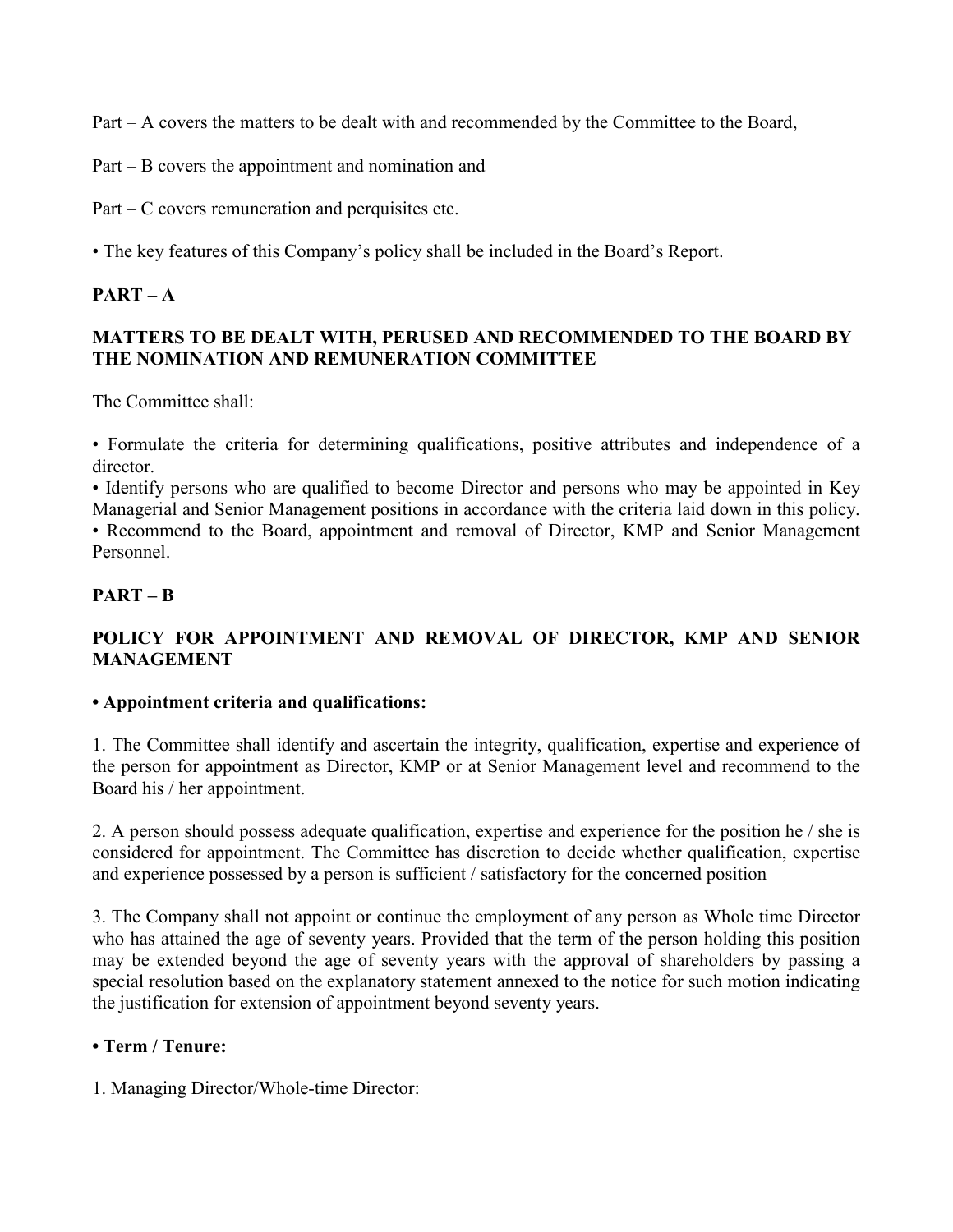Part – A covers the matters to be dealt with and recommended by the Committee to the Board,

Part – B covers the appointment and nomination and

Part – C covers remuneration and perquisites etc.

• The key features of this Company's policy shall be included in the Board's Report.

## PART – A

### MATTERS TO BE DEALT WITH, PERUSED AND RECOMMENDED TO THE BOARD BY THE NOMINATION AND REMUNERATION COMMITTEE

The Committee shall:

• Formulate the criteria for determining qualifications, positive attributes and independence of a director.
• Identify persons who are qualified to become Director and persons who may be appointed in Key Managerial and Senior Management positions in accordance with the criteria laid down in this policy.
• Recommend to the Board, appointment and removal of Director, KMP and Senior Management Personnel.

## PART – B

### POLICY FOR APPOINTMENT AND REMOVAL OF DIRECTOR, KMP AND SENIOR MANAGEMENT

**• Appointment criteria and qualifications:**

1. The Committee shall identify and ascertain the integrity, qualification, expertise and experience of the person for appointment as Director, KMP or at Senior Management level and recommend to the Board his / her appointment.

2. A person should possess adequate qualification, expertise and experience for the position he / she is considered for appointment. The Committee has discretion to decide whether qualification, expertise and experience possessed by a person is sufficient / satisfactory for the concerned position

3. The Company shall not appoint or continue the employment of any person as Whole time Director who has attained the age of seventy years. Provided that the term of the person holding this position may be extended beyond the age of seventy years with the approval of shareholders by passing a special resolution based on the explanatory statement annexed to the notice for such motion indicating the justification for extension of appointment beyond seventy years.

**• Term / Tenure:**

1. Managing Director/Whole-time Director: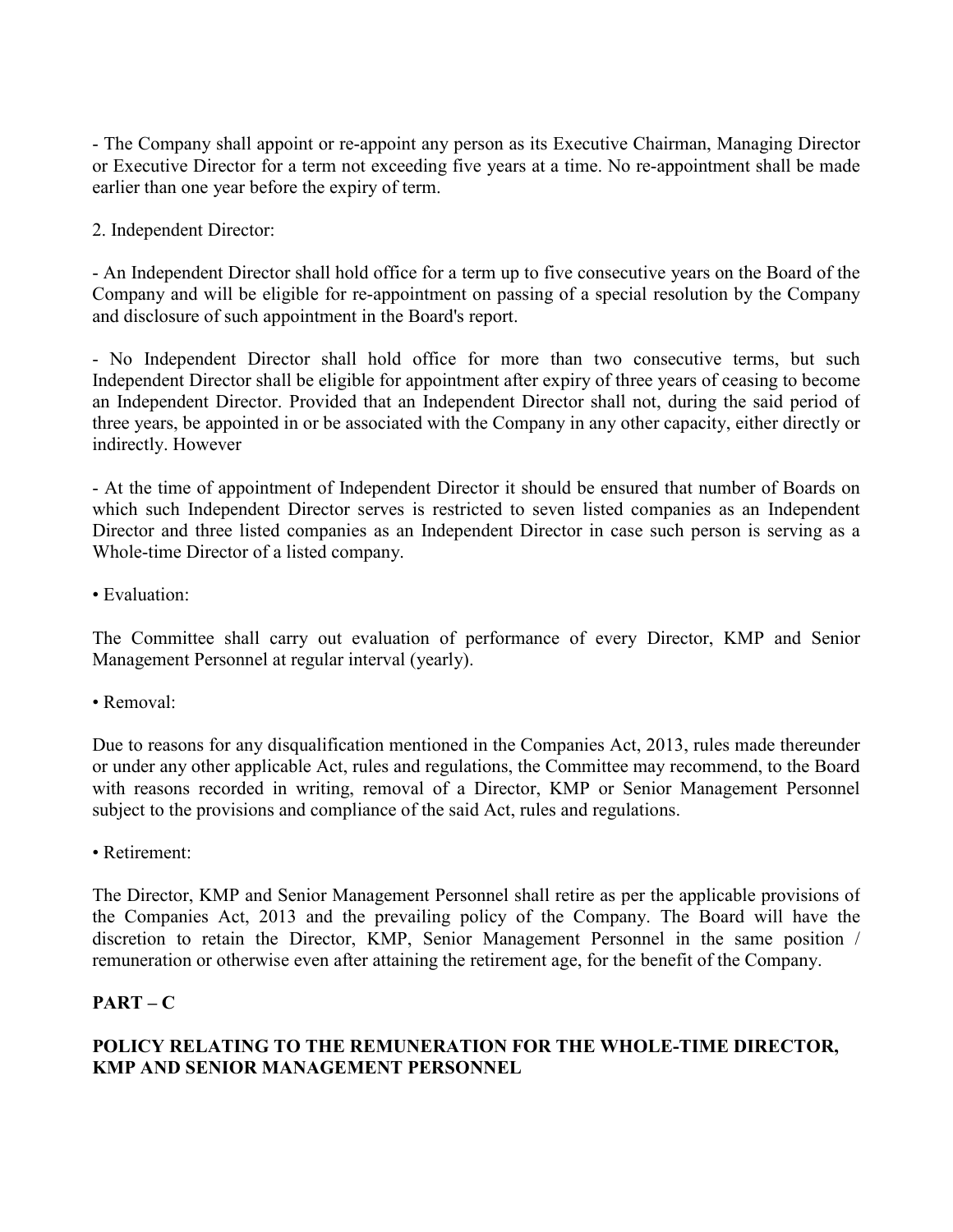- The Company shall appoint or re-appoint any person as its Executive Chairman, Managing Director or Executive Director for a term not exceeding five years at a time. No re-appointment shall be made earlier than one year before the expiry of term.

2. Independent Director:

- An Independent Director shall hold office for a term up to five consecutive years on the Board of the Company and will be eligible for re-appointment on passing of a special resolution by the Company and disclosure of such appointment in the Board's report.

- No Independent Director shall hold office for more than two consecutive terms, but such Independent Director shall be eligible for appointment after expiry of three years of ceasing to become an Independent Director. Provided that an Independent Director shall not, during the said period of three years, be appointed in or be associated with the Company in any other capacity, either directly or indirectly. However

- At the time of appointment of Independent Director it should be ensured that number of Boards on which such Independent Director serves is restricted to seven listed companies as an Independent Director and three listed companies as an Independent Director in case such person is serving as a Whole-time Director of a listed company.

• Evaluation:

The Committee shall carry out evaluation of performance of every Director, KMP and Senior Management Personnel at regular interval (yearly).

• Removal:

Due to reasons for any disqualification mentioned in the Companies Act, 2013, rules made thereunder or under any other applicable Act, rules and regulations, the Committee may recommend, to the Board with reasons recorded in writing, removal of a Director, KMP or Senior Management Personnel subject to the provisions and compliance of the said Act, rules and regulations.

• Retirement:

The Director, KMP and Senior Management Personnel shall retire as per the applicable provisions of the Companies Act, 2013 and the prevailing policy of the Company. The Board will have the discretion to retain the Director, KMP, Senior Management Personnel in the same position / remuneration or otherwise even after attaining the retirement age, for the benefit of the Company.

## PART – C

## POLICY RELATING TO THE REMUNERATION FOR THE WHOLE-TIME DIRECTOR, KMP AND SENIOR MANAGEMENT PERSONNEL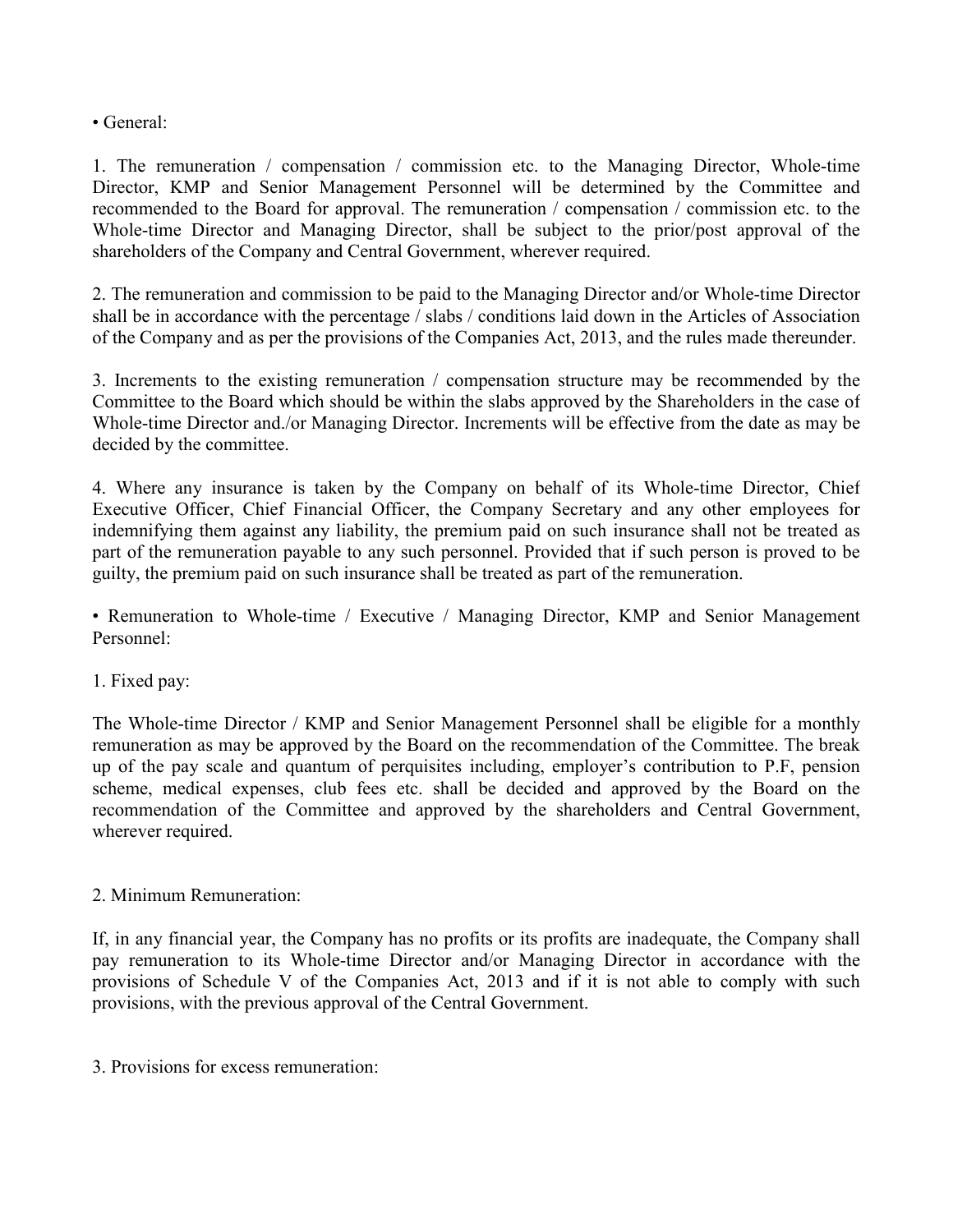• General:

1. The remuneration / compensation / commission etc. to the Managing Director, Whole-time Director, KMP and Senior Management Personnel will be determined by the Committee and recommended to the Board for approval. The remuneration / compensation / commission etc. to the Whole-time Director and Managing Director, shall be subject to the prior/post approval of the shareholders of the Company and Central Government, wherever required.

2. The remuneration and commission to be paid to the Managing Director and/or Whole-time Director shall be in accordance with the percentage / slabs / conditions laid down in the Articles of Association of the Company and as per the provisions of the Companies Act, 2013, and the rules made thereunder.

3. Increments to the existing remuneration / compensation structure may be recommended by the Committee to the Board which should be within the slabs approved by the Shareholders in the case of Whole-time Director and./or Managing Director. Increments will be effective from the date as may be decided by the committee.

4. Where any insurance is taken by the Company on behalf of its Whole-time Director, Chief Executive Officer, Chief Financial Officer, the Company Secretary and any other employees for indemnifying them against any liability, the premium paid on such insurance shall not be treated as part of the remuneration payable to any such personnel. Provided that if such person is proved to be guilty, the premium paid on such insurance shall be treated as part of the remuneration.

• Remuneration to Whole-time / Executive / Managing Director, KMP and Senior Management Personnel:

1. Fixed pay:

The Whole-time Director / KMP and Senior Management Personnel shall be eligible for a monthly remuneration as may be approved by the Board on the recommendation of the Committee. The break up of the pay scale and quantum of perquisites including, employer's contribution to P.F, pension scheme, medical expenses, club fees etc. shall be decided and approved by the Board on the recommendation of the Committee and approved by the shareholders and Central Government, wherever required.

2. Minimum Remuneration:

If, in any financial year, the Company has no profits or its profits are inadequate, the Company shall pay remuneration to its Whole-time Director and/or Managing Director in accordance with the provisions of Schedule V of the Companies Act, 2013 and if it is not able to comply with such provisions, with the previous approval of the Central Government.

3. Provisions for excess remuneration: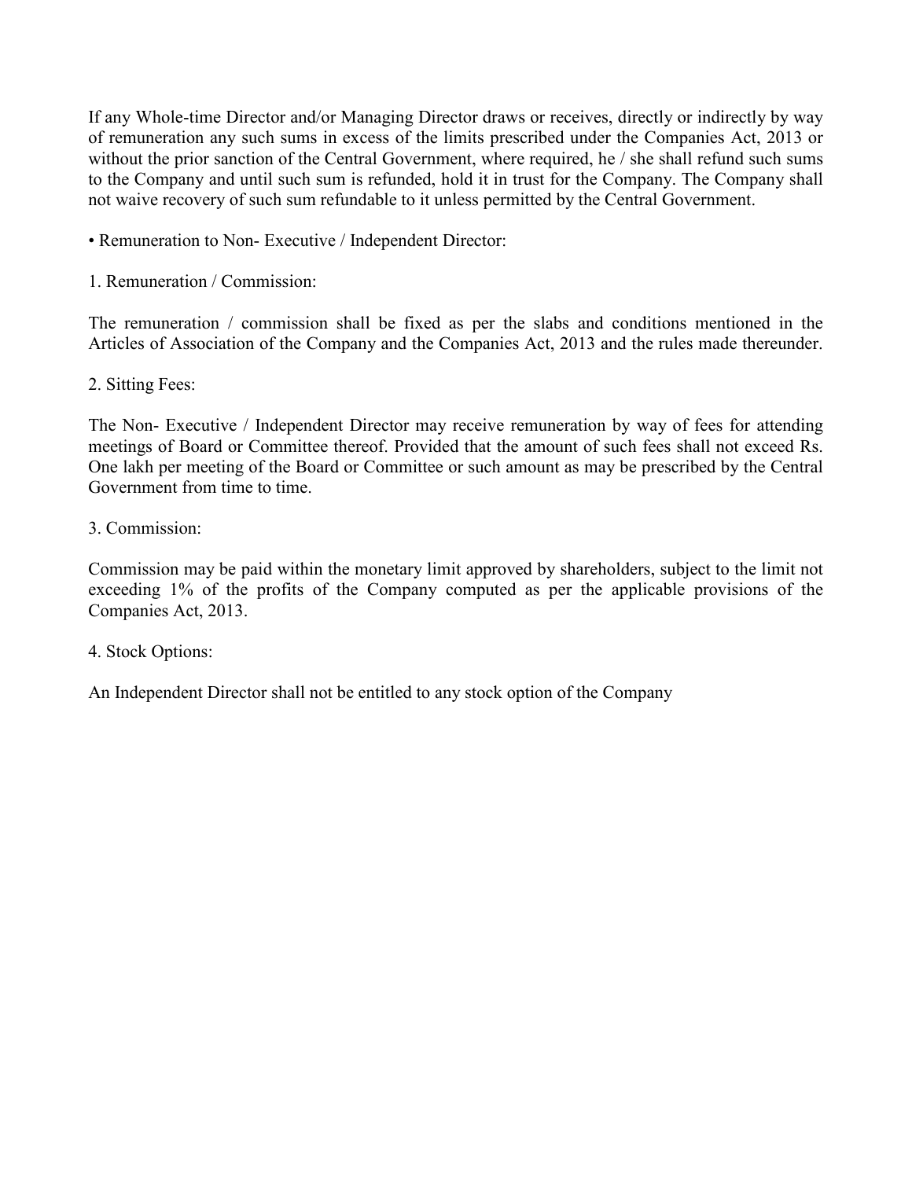If any Whole-time Director and/or Managing Director draws or receives, directly or indirectly by way of remuneration any such sums in excess of the limits prescribed under the Companies Act, 2013 or without the prior sanction of the Central Government, where required, he / she shall refund such sums to the Company and until such sum is refunded, hold it in trust for the Company. The Company shall not waive recovery of such sum refundable to it unless permitted by the Central Government.

• Remuneration to Non- Executive / Independent Director:

1. Remuneration / Commission:

The remuneration / commission shall be fixed as per the slabs and conditions mentioned in the Articles of Association of the Company and the Companies Act, 2013 and the rules made thereunder.

2. Sitting Fees:

The Non- Executive / Independent Director may receive remuneration by way of fees for attending meetings of Board or Committee thereof. Provided that the amount of such fees shall not exceed Rs. One lakh per meeting of the Board or Committee or such amount as may be prescribed by the Central Government from time to time.

3. Commission:

Commission may be paid within the monetary limit approved by shareholders, subject to the limit not exceeding 1% of the profits of the Company computed as per the applicable provisions of the Companies Act, 2013.

4. Stock Options:

An Independent Director shall not be entitled to any stock option of the Company